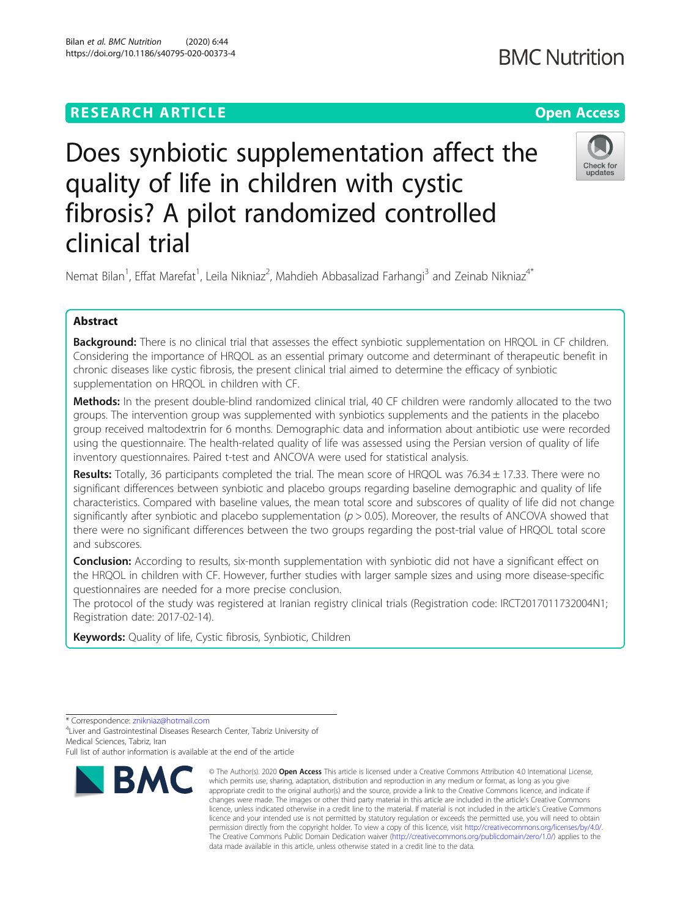RESEARCH ARTICLE

Open Access

# Does synbiotic supplementation affect the quality of life in children with cystic fibrosis? A pilot randomized controlled clinical trial

Nemat Bilan[1], Effat Marefat[1], Leila Nikniaz[2], Mahdieh Abbasalizad Farhangi[3] and Zeinab Nikniaz[4*]

## Abstract

**Background:** There is no clinical trial that assesses the effect synbiotic supplementation on HRQOL in CF children. Considering the importance of HRQOL as an essential primary outcome and determinant of therapeutic benefit in chronic diseases like cystic fibrosis, the present clinical trial aimed to determine the efficacy of synbiotic supplementation on HRQOL in children with CF.

**Methods:** In the present double-blind randomized clinical trial, 40 CF children were randomly allocated to the two groups. The intervention group was supplemented with synbiotics supplements and the patients in the placebo group received maltodextrin for 6 months. Demographic data and information about antibiotic use were recorded using the questionnaire. The health-related quality of life was assessed using the Persian version of quality of life inventory questionnaires. Paired t-test and ANCOVA were used for statistical analysis.

**Results:** Totally, 36 participants completed the trial. The mean score of HRQOL was 76.34 ± 17.33. There were no significant differences between synbiotic and placebo groups regarding baseline demographic and quality of life characteristics. Compared with baseline values, the mean total score and subscores of quality of life did not change significantly after synbiotic and placebo supplementation ($p > 0.05$). Moreover, the results of ANCOVA showed that there were no significant differences between the two groups regarding the post-trial value of HRQOL total score and subscores.

**Conclusion:** According to results, six-month supplementation with synbiotic did not have a significant effect on the HRQOL in children with CF. However, further studies with larger sample sizes and using more disease-specific questionnaires are needed for a more precise conclusion.

The protocol of the study was registered at Iranian registry clinical trials (Registration code: IRCT2017011732004N1; Registration date: 2017-02-14).

**Keywords:** Quality of life, Cystic fibrosis, Synbiotic, Children

\* Correspondence: znikniaz@hotmail.com

[4]Liver and Gastrointestinal Diseases Research Center, Tabriz University of Medical Sciences, Tabriz, Iran

Full list of author information is available at the end of the article

© The Author(s). 2020 **Open Access** This article is licensed under a Creative Commons Attribution 4.0 International License, which permits use, sharing, adaptation, distribution and reproduction in any medium or format, as long as you give appropriate credit to the original author(s) and the source, provide a link to the Creative Commons licence, and indicate if changes were made. The images or other third party material in this article are included in the article's Creative Commons licence, unless indicated otherwise in a credit line to the material. If material is not included in the article's Creative Commons licence and your intended use is not permitted by statutory regulation or exceeds the permitted use, you will need to obtain permission directly from the copyright holder. To view a copy of this licence, visit http://creativecommons.org/licenses/by/4.0/. The Creative Commons Public Domain Dedication waiver (http://creativecommons.org/publicdomain/zero/1.0/) applies to the data made available in this article, unless otherwise stated in a credit line to the data.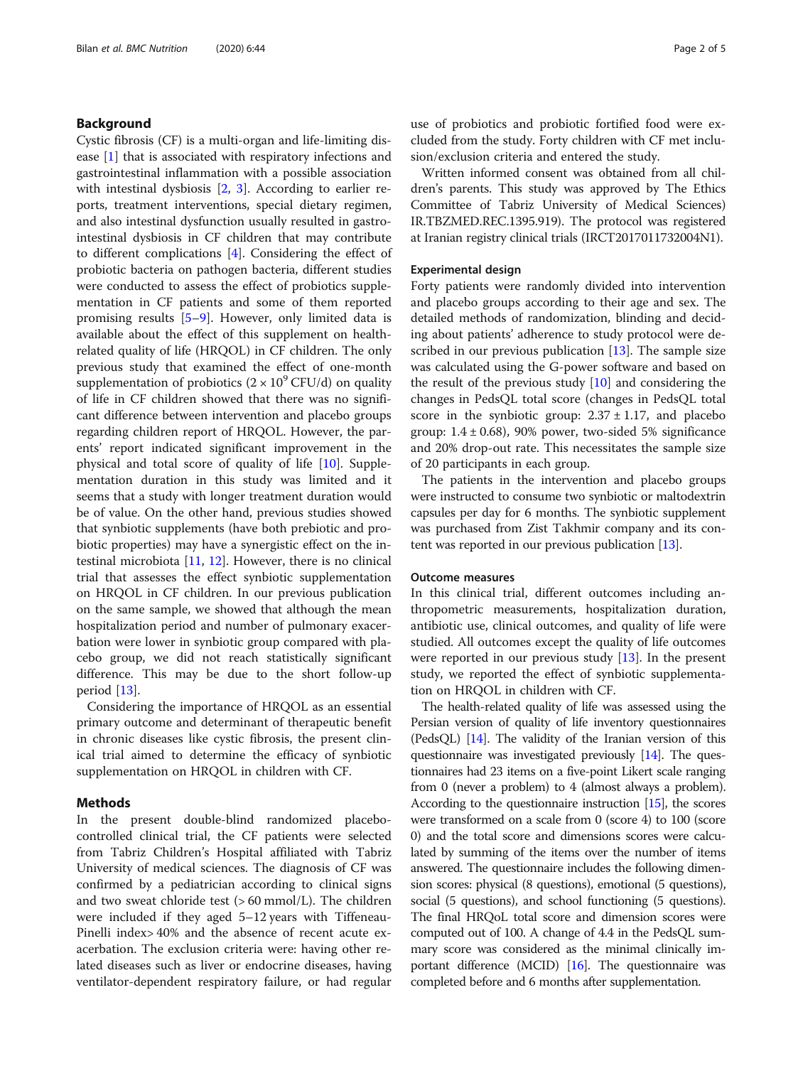## Background

Cystic fibrosis (CF) is a multi-organ and life-limiting disease [1] that is associated with respiratory infections and gastrointestinal inflammation with a possible association with intestinal dysbiosis [2, 3]. According to earlier reports, treatment interventions, special dietary regimen, and also intestinal dysfunction usually resulted in gastrointestinal dysbiosis in CF children that may contribute to different complications [4]. Considering the effect of probiotic bacteria on pathogen bacteria, different studies were conducted to assess the effect of probiotics supplementation in CF patients and some of them reported promising results [5–9]. However, only limited data is available about the effect of this supplement on health-related quality of life (HRQOL) in CF children. The only previous study that examined the effect of one-month supplementation of probiotics ($2 \times 10^9$ CFU/d) on quality of life in CF children showed that there was no significant difference between intervention and placebo groups regarding children report of HRQOL. However, the parents' report indicated significant improvement in the physical and total score of quality of life [10]. Supplementation duration in this study was limited and it seems that a study with longer treatment duration would be of value. On the other hand, previous studies showed that synbiotic supplements (have both prebiotic and probiotic properties) may have a synergistic effect on the intestinal microbiota [11, 12]. However, there is no clinical trial that assesses the effect synbiotic supplementation on HRQOL in CF children. In our previous publication on the same sample, we showed that although the mean hospitalization period and number of pulmonary exacerbation were lower in synbiotic group compared with placebo group, we did not reach statistically significant difference. This may be due to the short follow-up period [13].

Considering the importance of HRQOL as an essential primary outcome and determinant of therapeutic benefit in chronic diseases like cystic fibrosis, the present clinical trial aimed to determine the efficacy of synbiotic supplementation on HRQOL in children with CF.

## Methods

In the present double-blind randomized placebo-controlled clinical trial, the CF patients were selected from Tabriz Children's Hospital affiliated with Tabriz University of medical sciences. The diagnosis of CF was confirmed by a pediatrician according to clinical signs and two sweat chloride test (> 60 mmol/L). The children were included if they aged 5–12 years with Tiffeneau-Pinelli index> 40% and the absence of recent acute exacerbation. The exclusion criteria were: having other related diseases such as liver or endocrine diseases, having ventilator-dependent respiratory failure, or had regular use of probiotics and probiotic fortified food were excluded from the study. Forty children with CF met inclusion/exclusion criteria and entered the study.

Written informed consent was obtained from all children's parents. This study was approved by The Ethics Committee of Tabriz University of Medical Sciences) IR.TBZMED.REC.1395.919). The protocol was registered at Iranian registry clinical trials (IRCT2017011732004N1).

### Experimental design

Forty patients were randomly divided into intervention and placebo groups according to their age and sex. The detailed methods of randomization, blinding and deciding about patients' adherence to study protocol were described in our previous publication [13]. The sample size was calculated using the G-power software and based on the result of the previous study [10] and considering the changes in PedsQL total score (changes in PedsQL total score in the synbiotic group: $2.37 \pm 1.17$, and placebo group: $1.4 \pm 0.68$), 90% power, two-sided 5% significance and 20% drop-out rate. This necessitates the sample size of 20 participants in each group.

The patients in the intervention and placebo groups were instructed to consume two synbiotic or maltodextrin capsules per day for 6 months. The synbiotic supplement was purchased from Zist Takhmir company and its content was reported in our previous publication [13].

### Outcome measures

In this clinical trial, different outcomes including anthropometric measurements, hospitalization duration, antibiotic use, clinical outcomes, and quality of life were studied. All outcomes except the quality of life outcomes were reported in our previous study [13]. In the present study, we reported the effect of synbiotic supplementation on HRQOL in children with CF.

The health-related quality of life was assessed using the Persian version of quality of life inventory questionnaires (PedsQL) [14]. The validity of the Iranian version of this questionnaire was investigated previously [14]. The questionnaires had 23 items on a five-point Likert scale ranging from 0 (never a problem) to 4 (almost always a problem). According to the questionnaire instruction [15], the scores were transformed on a scale from 0 (score 4) to 100 (score 0) and the total score and dimensions scores were calculated by summing of the items over the number of items answered. The questionnaire includes the following dimension scores: physical (8 questions), emotional (5 questions), social (5 questions), and school functioning (5 questions). The final HRQoL total score and dimension scores were computed out of 100. A change of 4.4 in the PedsQL summary score was considered as the minimal clinically important difference (MCID) [16]. The questionnaire was completed before and 6 months after supplementation.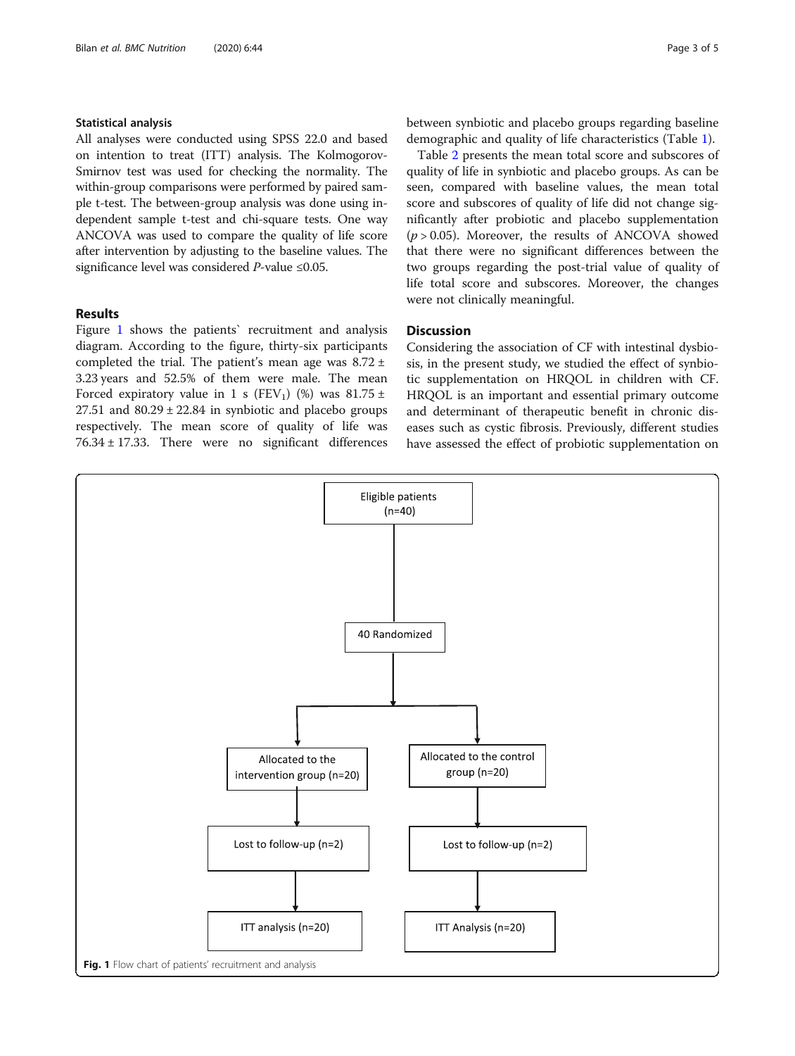### Statistical analysis

All analyses were conducted using SPSS 22.0 and based on intention to treat (ITT) analysis. The Kolmogorov-Smirnov test was used for checking the normality. The within-group comparisons were performed by paired sample t-test. The between-group analysis was done using independent sample t-test and chi-square tests. One way ANCOVA was used to compare the quality of life score after intervention by adjusting to the baseline values. The significance level was considered *P*-value ≤0.05.

## Results

Figure 1 shows the patients` recruitment and analysis diagram. According to the figure, thirty-six participants completed the trial. The patient's mean age was 8.72 ± 3.23 years and 52.5% of them were male. The mean Forced expiratory value in 1 s ($FEV_1$) (%) was 81.75 ± 27.51 and 80.29 ± 22.84 in synbiotic and placebo groups respectively. The mean score of quality of life was 76.34 ± 17.33. There were no significant differences between synbiotic and placebo groups regarding baseline demographic and quality of life characteristics (Table 1).

Table 2 presents the mean total score and subscores of quality of life in synbiotic and placebo groups. As can be seen, compared with baseline values, the mean total score and subscores of quality of life did not change significantly after probiotic and placebo supplementation ($p > 0.05$). Moreover, the results of ANCOVA showed that there were no significant differences between the two groups regarding the post-trial value of quality of life total score and subscores. Moreover, the changes were not clinically meaningful.

## Discussion

Considering the association of CF with intestinal dysbiosis, in the present study, we studied the effect of synbiotic supplementation on HRQOL in children with CF. HRQOL is an important and essential primary outcome and determinant of therapeutic benefit in chronic diseases such as cystic fibrosis. Previously, different studies have assessed the effect of probiotic supplementation on

**Fig. 1** Flow chart of patients' recruitment and analysis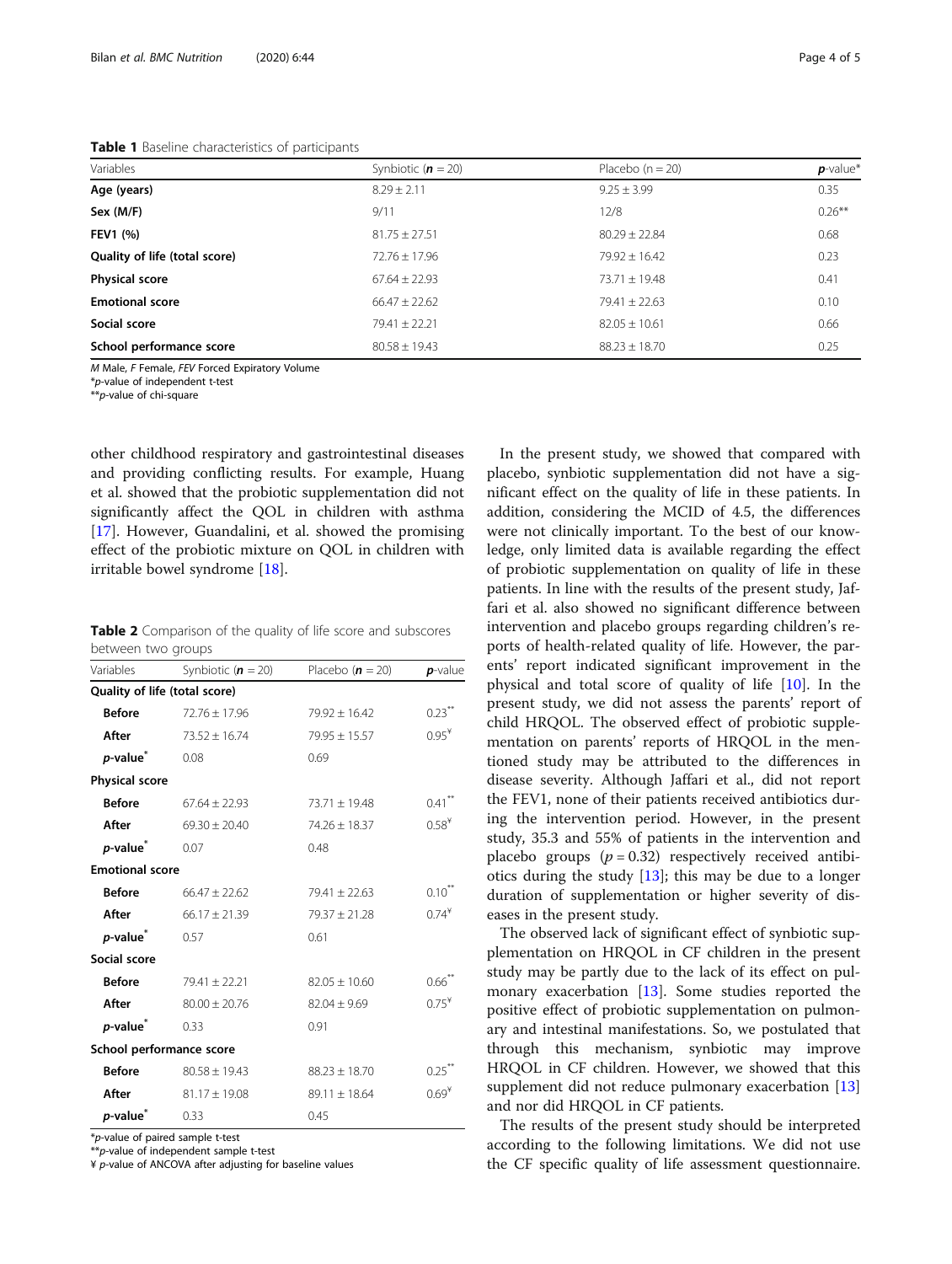**Table 1** Baseline characteristics of participants

| Variables | Synbiotic (*n* = 20) | Placebo (n = 20) | *p*-value* |
|---|---|---|---|
| **Age (years)** | 8.29 ± 2.11 | 9.25 ± 3.99 | 0.35 |
| **Sex (M/F)** | 9/11 | 12/8 | 0.26** |
| **FEV1 (%)** | 81.75 ± 27.51 | 80.29 ± 22.84 | 0.68 |
| **Quality of life (total score)** | 72.76 ± 17.96 | 79.92 ± 16.42 | 0.23 |
| **Physical score** | 67.64 ± 22.93 | 73.71 ± 19.48 | 0.41 |
| **Emotional score** | 66.47 ± 22.62 | 79.41 ± 22.63 | 0.10 |
| **Social score** | 79.41 ± 22.21 | 82.05 ± 10.61 | 0.66 |
| **School performance score** | 80.58 ± 19.43 | 88.23 ± 18.70 | 0.25 |

*M* Male, *F* Female, *FEV* Forced Expiratory Volume
*p-value of independent t-test
**p-value of chi-square

other childhood respiratory and gastrointestinal diseases and providing conflicting results. For example, Huang et al. showed that the probiotic supplementation did not significantly affect the QOL in children with asthma [17]. However, Guandalini, et al. showed the promising effect of the probiotic mixture on QOL in children with irritable bowel syndrome [18].

**Table 2** Comparison of the quality of life score and subscores between two groups

| Variables | Synbiotic (*n* = 20) | Placebo (*n* = 20) | *p*-value |
|---|---|---|---|
| **Quality of life (total score)** | | | |
| **Before** | 72.76 ± 17.96 | 79.92 ± 16.42 | 0.23** |
| **After** | 73.52 ± 16.74 | 79.95 ± 15.57 | 0.95¥ |
| ***p*-value*** | 0.08 | 0.69 | |
| **Physical score** | | | |
| **Before** | 67.64 ± 22.93 | 73.71 ± 19.48 | 0.41** |
| **After** | 69.30 ± 20.40 | 74.26 ± 18.37 | 0.58¥ |
| ***p*-value*** | 0.07 | 0.48 | |
| **Emotional score** | | | |
| **Before** | 66.47 ± 22.62 | 79.41 ± 22.63 | 0.10** |
| **After** | 66.17 ± 21.39 | 79.37 ± 21.28 | 0.74¥ |
| ***p*-value*** | 0.57 | 0.61 | |
| **Social score** | | | |
| **Before** | 79.41 ± 22.21 | 82.05 ± 10.60 | 0.66** |
| **After** | 80.00 ± 20.76 | 82.04 ± 9.69 | 0.75¥ |
| ***p*-value*** | 0.33 | 0.91 | |
| **School performance score** | | | |
| **Before** | 80.58 ± 19.43 | 88.23 ± 18.70 | 0.25** |
| **After** | 81.17 ± 19.08 | 89.11 ± 18.64 | 0.69¥ |
| ***p*-value*** | 0.33 | 0.45 | |

*p-value of paired sample t-test
**p-value of independent sample t-test
¥ p-value of ANCOVA after adjusting for baseline values

In the present study, we showed that compared with placebo, synbiotic supplementation did not have a significant effect on the quality of life in these patients. In addition, considering the MCID of 4.5, the differences were not clinically important. To the best of our knowledge, only limited data is available regarding the effect of probiotic supplementation on quality of life in these patients. In line with the results of the present study, Jaffari et al. also showed no significant difference between intervention and placebo groups regarding children's reports of health-related quality of life. However, the parents' report indicated significant improvement in the physical and total score of quality of life [10]. In the present study, we did not assess the parents' report of child HRQOL. The observed effect of probiotic supplementation on parents' reports of HRQOL in the mentioned study may be partly attributed to the differences in disease severity. Although Jaffari et al., did not report the FEV1, none of their patients received antibiotics during the intervention period. However, in the present study, 35.3 and 55% of patients in the intervention and placebo groups ($p = 0.32$) respectively received antibiotics during the study [13]; this may be due to a longer duration of supplementation or higher severity of diseases in the present study.

The observed lack of significant effect of synbiotic supplementation on HRQOL in CF children in the present study may be partly due to the lack of its effect on pulmonary exacerbation [13]. Some studies reported the positive effect of probiotic supplementation on pulmonary and intestinal manifestations. So, we postulated that through this mechanism, synbiotic may improve HRQOL in CF children. However, we showed that this supplement did not reduce pulmonary exacerbation [13] and nor did HRQOL in CF patients.

The results of the present study should be interpreted according to the following limitations. We did not use the CF specific quality of life assessment questionnaire.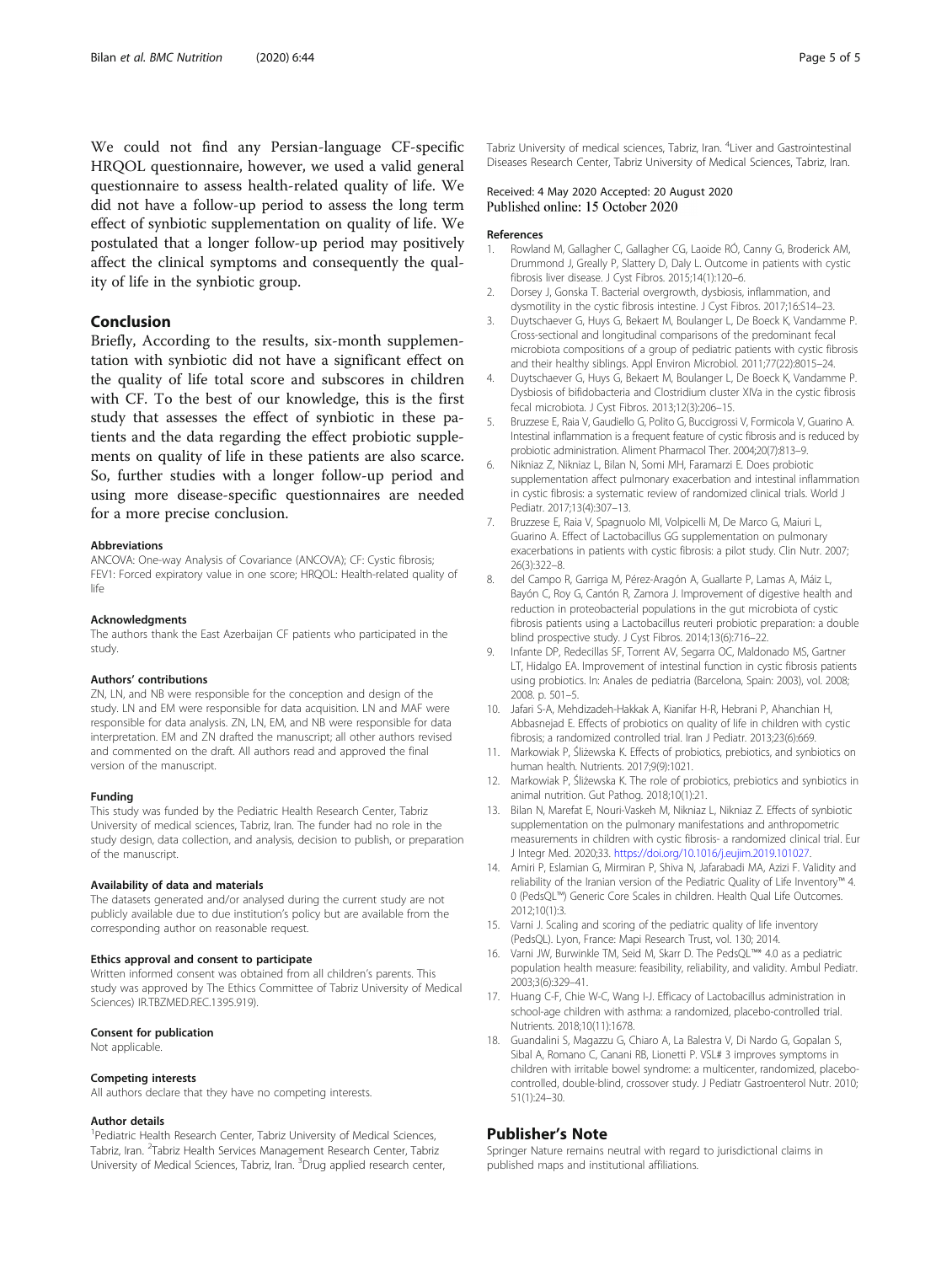We could not find any Persian-language CF-specific HRQOL questionnaire, however, we used a valid general questionnaire to assess health-related quality of life. We did not have a follow-up period to assess the long term effect of synbiotic supplementation on quality of life. We postulated that a longer follow-up period may positively affect the clinical symptoms and consequently the quality of life in the synbiotic group.

## Conclusion

Briefly, According to the results, six-month supplementation with synbiotic did not have a significant effect on the quality of life total score and subscores in children with CF. To the best of our knowledge, this is the first study that assesses the effect of synbiotic in these patients and the data regarding the effect probiotic supplements on quality of life in these patients are also scarce. So, further studies with a longer follow-up period and using more disease-specific questionnaires are needed for a more precise conclusion.

#### Abbreviations

ANCOVA: One-way Analysis of Covariance (ANCOVA); CF: Cystic fibrosis; FEV1: Forced expiratory value in one score; HRQOL: Health-related quality of life

#### Acknowledgments

The authors thank the East Azerbaijan CF patients who participated in the study.

#### Authors' contributions

ZN, LN, and NB were responsible for the conception and design of the study. LN and EM were responsible for data acquisition. LN and MAF were responsible for data analysis. ZN, LN, EM, and NB were responsible for data interpretation. EM and ZN drafted the manuscript; all other authors revised and commented on the draft. All authors read and approved the final version of the manuscript.

#### Funding

This study was funded by the Pediatric Health Research Center, Tabriz University of medical sciences, Tabriz, Iran. The funder had no role in the study design, data collection, and analysis, decision to publish, or preparation of the manuscript.

#### Availability of data and materials

The datasets generated and/or analysed during the current study are not publicly available due to due institution's policy but are available from the corresponding author on reasonable request.

#### Ethics approval and consent to participate

Written informed consent was obtained from all children's parents. This study was approved by The Ethics Committee of Tabriz University of Medical Sciences) IR.TBZMED.REC.1395.919).

#### Consent for publication

Not applicable.

#### Competing interests

All authors declare that they have no competing interests.

#### Author details

[1]Pediatric Health Research Center, Tabriz University of Medical Sciences, Tabriz, Iran. [2]Tabriz Health Services Management Research Center, Tabriz University of Medical Sciences, Tabriz, Iran. [3]Drug applied research center, Tabriz University of medical sciences, Tabriz, Iran. [4]Liver and Gastrointestinal Diseases Research Center, Tabriz University of Medical Sciences, Tabriz, Iran.

Received: 4 May 2020 Accepted: 20 August 2020
Published online: 15 October 2020

#### References

1. Rowland M, Gallagher C, Gallagher CG, Laoide RÓ, Canny G, Broderick AM, Drummond J, Greally P, Slattery D, Daly L. Outcome in patients with cystic fibrosis liver disease. J Cyst Fibros. 2015;14(1):120–6.
2. Dorsey J, Gonska T. Bacterial overgrowth, dysbiosis, inflammation, and dysmotility in the cystic fibrosis intestine. J Cyst Fibros. 2017;16:S14–23.
3. Duytschaever G, Huys G, Bekaert M, Boulanger L, De Boeck K, Vandamme P. Cross-sectional and longitudinal comparisons of the predominant fecal microbiota compositions of a group of pediatric patients with cystic fibrosis and their healthy siblings. Appl Environ Microbiol. 2011;77(22):8015–24.
4. Duytschaever G, Huys G, Bekaert M, Boulanger L, De Boeck K, Vandamme P. Dysbiosis of bifidobacteria and Clostridium cluster XIVa in the cystic fibrosis fecal microbiota. J Cyst Fibros. 2013;12(3):206–15.
5. Bruzzese E, Raia V, Gaudiello G, Polito G, Buccigrossi V, Formicola V, Guarino A. Intestinal inflammation is a frequent feature of cystic fibrosis and is reduced by probiotic administration. Aliment Pharmacol Ther. 2004;20(7):813–9.
6. Nikniaz Z, Nikniaz L, Bilan N, Somi MH, Faramarzi E. Does probiotic supplementation affect pulmonary exacerbation and intestinal inflammation in cystic fibrosis: a systematic review of randomized clinical trials. World J Pediatr. 2017;13(4):307–13.
7. Bruzzese E, Raia V, Spagnuolo MI, Volpicelli M, De Marco G, Maiuri L, Guarino A. Effect of Lactobacillus GG supplementation on pulmonary exacerbations in patients with cystic fibrosis: a pilot study. Clin Nutr. 2007; 26(3):322–8.
8. del Campo R, Garriga M, Pérez-Aragón A, Guallarte P, Lamas A, Máiz L, Bayón C, Roy G, Cantón R, Zamora J. Improvement of digestive health and reduction in proteobacterial populations in the gut microbiota of cystic fibrosis patients using a Lactobacillus reuteri probiotic preparation: a double blind prospective study. J Cyst Fibros. 2014;13(6):716–22.
9. Infante DP, Redecillas SF, Torrent AV, Segarra OC, Maldonado MS, Gartner LT, Hidalgo EA. Improvement of intestinal function in cystic fibrosis patients using probiotics. In: Anales de pediatria (Barcelona, Spain: 2003), vol. 2008; 2008. p. 501–5.
10. Jafari S-A, Mehdizadeh-Hakkak A, Kianifar H-R, Hebrani P, Ahanchian H, Abbasnejad E. Effects of probiotics on quality of life in children with cystic fibrosis; a randomized controlled trial. Iran J Pediatr. 2013;23(6):669.
11. Markowiak P, Śliżewska K. Effects of probiotics, prebiotics, and synbiotics on human health. Nutrients. 2017;9(9):1021.
12. Markowiak P, Śliżewska K. The role of probiotics, prebiotics and synbiotics in animal nutrition. Gut Pathog. 2018;10(1):21.
13. Bilan N, Marefat E, Nouri-Vaskeh M, Nikniaz L, Nikniaz Z. Effects of synbiotic supplementation on the pulmonary manifestations and anthropometric measurements in children with cystic fibrosis- a randomized clinical trial. Eur J Integr Med. 2020;33. https://doi.org/10.1016/j.eujim.2019.101027.
14. Amiri P, Eslamian G, Mirmiran P, Shiva N, Jafarabadi MA, Azizi F. Validity and reliability of the Iranian version of the Pediatric Quality of Life Inventory™ 4. 0 (PedsQL™) Generic Core Scales in children. Health Qual Life Outcomes. 2012;10(1):3.
15. Varni J. Scaling and scoring of the pediatric quality of life inventory (PedsQL). Lyon, France: Mapi Research Trust, vol. 130; 2014.
16. Varni JW, Burwinkle TM, Seid M, Skarr D. The PedsQL™* 4.0 as a pediatric population health measure: feasibility, reliability, and validity. Ambul Pediatr. 2003;3(6):329–41.
17. Huang C-F, Chie W-C, Wang I-J. Efficacy of Lactobacillus administration in school-age children with asthma: a randomized, placebo-controlled trial. Nutrients. 2018;10(11):1678.
18. Guandalini S, Magazzu G, Chiaro A, La Balestra V, Di Nardo G, Gopalan S, Sibal A, Romano C, Canani RB, Lionetti P. VSL# 3 improves symptoms in children with irritable bowel syndrome: a multicenter, randomized, placebo-controlled, double-blind, crossover study. J Pediatr Gastroenterol Nutr. 2010; 51(1):24–30.

## Publisher's Note

Springer Nature remains neutral with regard to jurisdictional claims in published maps and institutional affiliations.